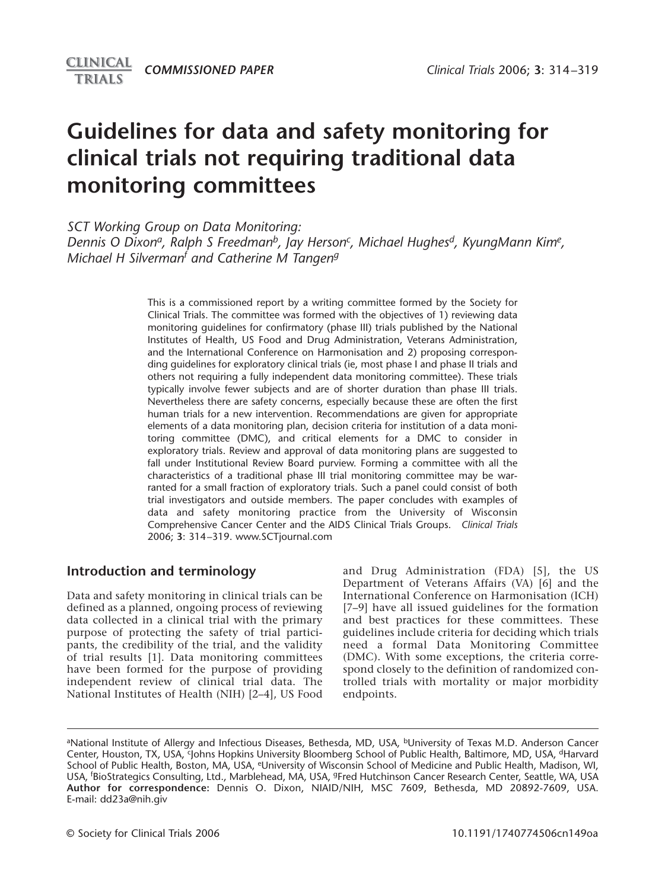COMMISSIONED PAPER

# Guidelines for data and safety monitoring for clinical trials not requiring traditional data monitoring committees

*SCT Working Group on Data Monitoring:*
*Dennis O Dixon[a], Ralph S Freedman[b], Jay Herson[c], Michael Hughes[d], KyungMann Kim[e], Michael H Silverman[f] and Catherine M Tangen[g]*

This is a commissioned report by a writing committee formed by the Society for Clinical Trials. The committee was formed with the objectives of 1) reviewing data monitoring guidelines for confirmatory (phase III) trials published by the National Institutes of Health, US Food and Drug Administration, Veterans Administration, and the International Conference on Harmonisation and 2) proposing corresponding guidelines for exploratory clinical trials (ie, most phase I and phase II trials and others not requiring a fully independent data monitoring committee). These trials typically involve fewer subjects and are of shorter duration than phase III trials. Nevertheless there are safety concerns, especially because these are often the first human trials for a new intervention. Recommendations are given for appropriate elements of a data monitoring plan, decision criteria for institution of a data monitoring committee (DMC), and critical elements for a DMC to consider in exploratory trials. Review and approval of data monitoring plans are suggested to fall under Institutional Review Board purview. Forming a committee with all the characteristics of a traditional phase III trial monitoring committee may be warranted for a small fraction of exploratory trials. Such a panel could consist of both trial investigators and outside members. The paper concludes with examples of data and safety monitoring practice from the University of Wisconsin Comprehensive Cancer Center and the AIDS Clinical Trials Groups. *Clinical Trials* 2006; **3**: 314–319. www.SCTjournal.com

## Introduction and terminology

Data and safety monitoring in clinical trials can be defined as a planned, ongoing process of reviewing data collected in a clinical trial with the primary purpose of protecting the safety of trial participants, the credibility of the trial, and the validity of trial results [1]. Data monitoring committees have been formed for the purpose of providing independent review of clinical trial data. The National Institutes of Health (NIH) [2–4], US Food and Drug Administration (FDA) [5], the US Department of Veterans Affairs (VA) [6] and the International Conference on Harmonisation (ICH) [7–9] have all issued guidelines for the formation and best practices for these committees. These guidelines include criteria for deciding which trials need a formal Data Monitoring Committee (DMC). With some exceptions, the criteria correspond closely to the definition of randomized controlled trials with mortality or major morbidity endpoints.

---

[a]National Institute of Allergy and Infectious Diseases, Bethesda, MD, USA, [b]University of Texas M.D. Anderson Cancer Center, Houston, TX, USA, [c]Johns Hopkins University Bloomberg School of Public Health, Baltimore, MD, USA, [d]Harvard School of Public Health, Boston, MA, USA, [e]University of Wisconsin School of Medicine and Public Health, Madison, WI, USA, [f]BioStrategics Consulting, Ltd., Marblehead, MA, USA, [g]Fred Hutchinson Cancer Research Center, Seattle, WA, USA
**Author for correspondence:** Dennis O. Dixon, NIAID/NIH, MSC 7609, Bethesda, MD 20892-7609, USA. E-mail: dd23a@nih.giv

© Society for Clinical Trials 2006 10.1191/1740774506cn149oa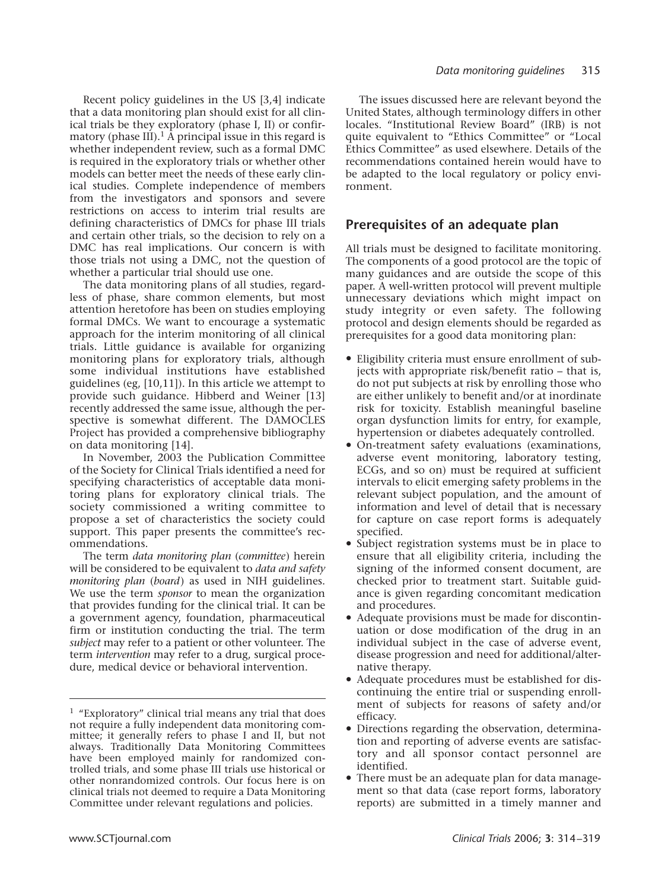Recent policy guidelines in the US [3,4] indicate that a data monitoring plan should exist for all clinical trials be they exploratory (phase I, II) or confirmatory (phase III).[1] A principal issue in this regard is whether independent review, such as a formal DMC is required in the exploratory trials or whether other models can better meet the needs of these early clinical studies. Complete independence of members from the investigators and sponsors and severe restrictions on access to interim trial results are defining characteristics of DMCs for phase III trials and certain other trials, so the decision to rely on a DMC has real implications. Our concern is with those trials not using a DMC, not the question of whether a particular trial should use one.

The data monitoring plans of all studies, regardless of phase, share common elements, but most attention heretofore has been on studies employing formal DMCs. We want to encourage a systematic approach for the interim monitoring of all clinical trials. Little guidance is available for organizing monitoring plans for exploratory trials, although some individual institutions have established guidelines (eg, [10,11]). In this article we attempt to provide such guidance. Hibberd and Weiner [13] recently addressed the same issue, although the perspective is somewhat different. The DAMOCLES Project has provided a comprehensive bibliography on data monitoring [14].

In November, 2003 the Publication Committee of the Society for Clinical Trials identified a need for specifying characteristics of acceptable data monitoring plans for exploratory clinical trials. The society commissioned a writing committee to propose a set of characteristics the society could support. This paper presents the committee's recommendations.

The term *data monitoring plan* (*committee*) herein will be considered to be equivalent to *data and safety monitoring plan* (*board*) as used in NIH guidelines. We use the term *sponsor* to mean the organization that provides funding for the clinical trial. It can be a government agency, foundation, pharmaceutical firm or institution conducting the trial. The term *subject* may refer to a patient or other volunteer. The term *intervention* may refer to a drug, surgical procedure, medical device or behavioral intervention.

The issues discussed here are relevant beyond the United States, although terminology differs in other locales. "Institutional Review Board" (IRB) is not quite equivalent to "Ethics Committee" or "Local Ethics Committee" as used elsewhere. Details of the recommendations contained herein would have to be adapted to the local regulatory or policy environment.

## Prerequisites of an adequate plan

All trials must be designed to facilitate monitoring. The components of a good protocol are the topic of many guidances and are outside the scope of this paper. A well-written protocol will prevent multiple unnecessary deviations which might impact on study integrity or even safety. The following protocol and design elements should be regarded as prerequisites for a good data monitoring plan:

- Eligibility criteria must ensure enrollment of subjects with appropriate risk/benefit ratio – that is, do not put subjects at risk by enrolling those who are either unlikely to benefit and/or at inordinate risk for toxicity. Establish meaningful baseline organ dysfunction limits for entry, for example, hypertension or diabetes adequately controlled.
- On-treatment safety evaluations (examinations, adverse event monitoring, laboratory testing, ECGs, and so on) must be required at sufficient intervals to elicit emerging safety problems in the relevant subject population, and the amount of information and level of detail that is necessary for capture on case report forms is adequately specified.
- Subject registration systems must be in place to ensure that all eligibility criteria, including the signing of the informed consent document, are checked prior to treatment start. Suitable guidance is given regarding concomitant medication and procedures.
- Adequate provisions must be made for discontinuation or dose modification of the drug in an individual subject in the case of adverse event, disease progression and need for additional/alternative therapy.
- Adequate procedures must be established for discontinuing the entire trial or suspending enrollment of subjects for reasons of safety and/or efficacy.
- Directions regarding the observation, determination and reporting of adverse events are satisfactory and all sponsor contact personnel are identified.
- There must be an adequate plan for data management so that data (case report forms, laboratory reports) are submitted in a timely manner and

[1] "Exploratory" clinical trial means any trial that does not require a fully independent data monitoring committee; it generally refers to phase I and II, but not always. Traditionally Data Monitoring Committees have been employed mainly for randomized controlled trials, and some phase III trials use historical or other nonrandomized controls. Our focus here is on clinical trials not deemed to require a Data Monitoring Committee under relevant regulations and policies.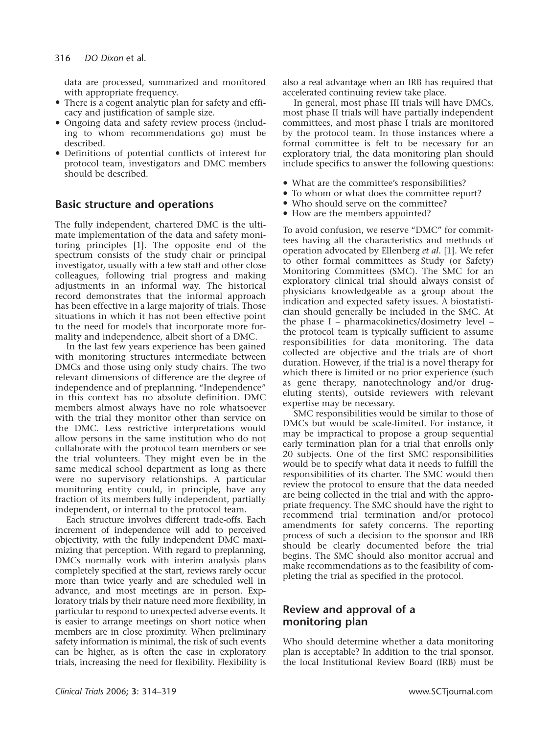data are processed, summarized and monitored with appropriate frequency.

- There is a cogent analytic plan for safety and efficacy and justification of sample size.
- Ongoing data and safety review process (including to whom recommendations go) must be described.
- Definitions of potential conflicts of interest for protocol team, investigators and DMC members should be described.

## Basic structure and operations

The fully independent, chartered DMC is the ultimate implementation of the data and safety monitoring principles [1]. The opposite end of the spectrum consists of the study chair or principal investigator, usually with a few staff and other close colleagues, following trial progress and making adjustments in an informal way. The historical record demonstrates that the informal approach has been effective in a large majority of trials. Those situations in which it has not been effective point to the need for models that incorporate more formality and independence, albeit short of a DMC.

In the last few years experience has been gained with monitoring structures intermediate between DMCs and those using only study chairs. The two relevant dimensions of difference are the degree of independence and of preplanning. "Independence" in this context has no absolute definition. DMC members almost always have no role whatsoever with the trial they monitor other than service on the DMC. Less restrictive interpretations would allow persons in the same institution who do not collaborate with the protocol team members or see the trial volunteers. They might even be in the same medical school department as long as there were no supervisory relationships. A particular monitoring entity could, in principle, have any fraction of its members fully independent, partially independent, or internal to the protocol team.

Each structure involves different trade-offs. Each increment of independence will add to perceived objectivity, with the fully independent DMC maximizing that perception. With regard to preplanning, DMCs normally work with interim analysis plans completely specified at the start, reviews rarely occur more than twice yearly and are scheduled well in advance, and most meetings are in person. Exploratory trials by their nature need more flexibility, in particular to respond to unexpected adverse events. It is easier to arrange meetings on short notice when members are in close proximity. When preliminary safety information is minimal, the risk of such events can be higher, as is often the case in exploratory trials, increasing the need for flexibility. Flexibility is also a real advantage when an IRB has required that accelerated continuing review take place.

In general, most phase III trials will have DMCs, most phase II trials will have partially independent committees, and most phase I trials are monitored by the protocol team. In those instances where a formal committee is felt to be necessary for an exploratory trial, the data monitoring plan should include specifics to answer the following questions:

- What are the committee's responsibilities?
- To whom or what does the committee report?
- Who should serve on the committee?
- How are the members appointed?

To avoid confusion, we reserve "DMC" for committees having all the characteristics and methods of operation advocated by Ellenberg *et al*. [1]. We refer to other formal committees as Study (or Safety) Monitoring Committees (SMC). The SMC for an exploratory clinical trial should always consist of physicians knowledgeable as a group about the indication and expected safety issues. A biostatistician should generally be included in the SMC. At the phase I – pharmacokinetics/dosimetry level – the protocol team is typically sufficient to assume responsibilities for data monitoring. The data collected are objective and the trials are of short duration. However, if the trial is a novel therapy for which there is limited or no prior experience (such as gene therapy, nanotechnology and/or drug-eluting stents), outside reviewers with relevant expertise may be necessary.

SMC responsibilities would be similar to those of DMCs but would be scale-limited. For instance, it may be impractical to propose a group sequential early termination plan for a trial that enrolls only 20 subjects. One of the first SMC responsibilities would be to specify what data it needs to fulfill the responsibilities of its charter. The SMC would then review the protocol to ensure that the data needed are being collected in the trial and with the appropriate frequency. The SMC should have the right to recommend trial termination and/or protocol amendments for safety concerns. The reporting process of such a decision to the sponsor and IRB should be clearly documented before the trial begins. The SMC should also monitor accrual and make recommendations as to the feasibility of completing the trial as specified in the protocol.

## Review and approval of a monitoring plan

Who should determine whether a data monitoring plan is acceptable? In addition to the trial sponsor, the local Institutional Review Board (IRB) must be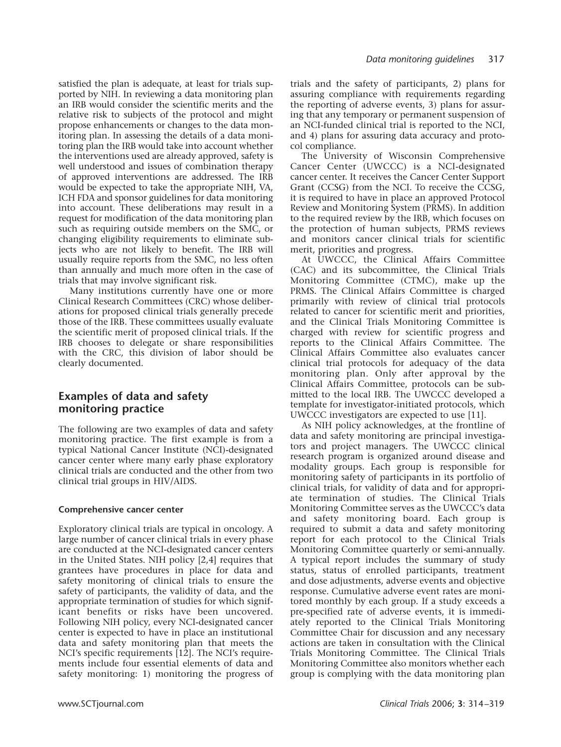satisfied the plan is adequate, at least for trials supported by NIH. In reviewing a data monitoring plan an IRB would consider the scientific merits and the relative risk to subjects of the protocol and might propose enhancements or changes to the data monitoring plan. In assessing the details of a data monitoring plan the IRB would take into account whether the interventions used are already approved, safety is well understood and issues of combination therapy of approved interventions are addressed. The IRB would be expected to take the appropriate NIH, VA, ICH FDA and sponsor guidelines for data monitoring into account. These deliberations may result in a request for modification of the data monitoring plan such as requiring outside members on the SMC, or changing eligibility requirements to eliminate subjects who are not likely to benefit. The IRB will usually require reports from the SMC, no less often than annually and much more often in the case of trials that may involve significant risk.

Many institutions currently have one or more Clinical Research Committees (CRC) whose deliberations for proposed clinical trials generally precede those of the IRB. These committees usually evaluate the scientific merit of proposed clinical trials. If the IRB chooses to delegate or share responsibilities with the CRC, this division of labor should be clearly documented.

## Examples of data and safety monitoring practice

The following are two examples of data and safety monitoring practice. The first example is from a typical National Cancer Institute (NCI)-designated cancer center where many early phase exploratory clinical trials are conducted and the other from two clinical trial groups in HIV/AIDS.

### Comprehensive cancer center

Exploratory clinical trials are typical in oncology. A large number of cancer clinical trials in every phase are conducted at the NCI-designated cancer centers in the United States. NIH policy [2,4] requires that grantees have procedures in place for data and safety monitoring of clinical trials to ensure the safety of participants, the validity of data, and the appropriate termination of studies for which significant benefits or risks have been uncovered. Following NIH policy, every NCI-designated cancer center is expected to have in place an institutional data and safety monitoring plan that meets the NCI's specific requirements [12]. The NCI's requirements include four essential elements of data and safety monitoring: 1) monitoring the progress of trials and the safety of participants, 2) plans for assuring compliance with requirements regarding the reporting of adverse events, 3) plans for assuring that any temporary or permanent suspension of an NCI-funded clinical trial is reported to the NCI, and 4) plans for assuring data accuracy and protocol compliance.

The University of Wisconsin Comprehensive Cancer Center (UWCCC) is a NCI-designated cancer center. It receives the Cancer Center Support Grant (CCSG) from the NCI. To receive the CCSG, it is required to have in place an approved Protocol Review and Monitoring System (PRMS). In addition to the required review by the IRB, which focuses on the protection of human subjects, PRMS reviews and monitors cancer clinical trials for scientific merit, priorities and progress.

At UWCCC, the Clinical Affairs Committee (CAC) and its subcommittee, the Clinical Trials Monitoring Committee (CTMC), make up the PRMS. The Clinical Affairs Committee is charged primarily with review of clinical trial protocols related to cancer for scientific merit and priorities, and the Clinical Trials Monitoring Committee is charged with review for scientific progress and reports to the Clinical Affairs Committee. The Clinical Affairs Committee also evaluates cancer clinical trial protocols for adequacy of the data monitoring plan. Only after approval by the Clinical Affairs Committee, protocols can be submitted to the local IRB. The UWCCC developed a template for investigator-initiated protocols, which UWCCC investigators are expected to use [11].

As NIH policy acknowledges, at the frontline of data and safety monitoring are principal investigators and project managers. The UWCCC clinical research program is organized around disease and modality groups. Each group is responsible for monitoring safety of participants in its portfolio of clinical trials, for validity of data and for appropriate termination of studies. The Clinical Trials Monitoring Committee serves as the UWCCC's data and safety monitoring board. Each group is required to submit a data and safety monitoring report for each protocol to the Clinical Trials Monitoring Committee quarterly or semi-annually. A typical report includes the summary of study status, status of enrolled participants, treatment and dose adjustments, adverse events and objective response. Cumulative adverse event rates are monitored monthly by each group. If a study exceeds a pre-specified rate of adverse events, it is immediately reported to the Clinical Trials Monitoring Committee Chair for discussion and any necessary actions are taken in consultation with the Clinical Trials Monitoring Committee. The Clinical Trials Monitoring Committee also monitors whether each group is complying with the data monitoring plan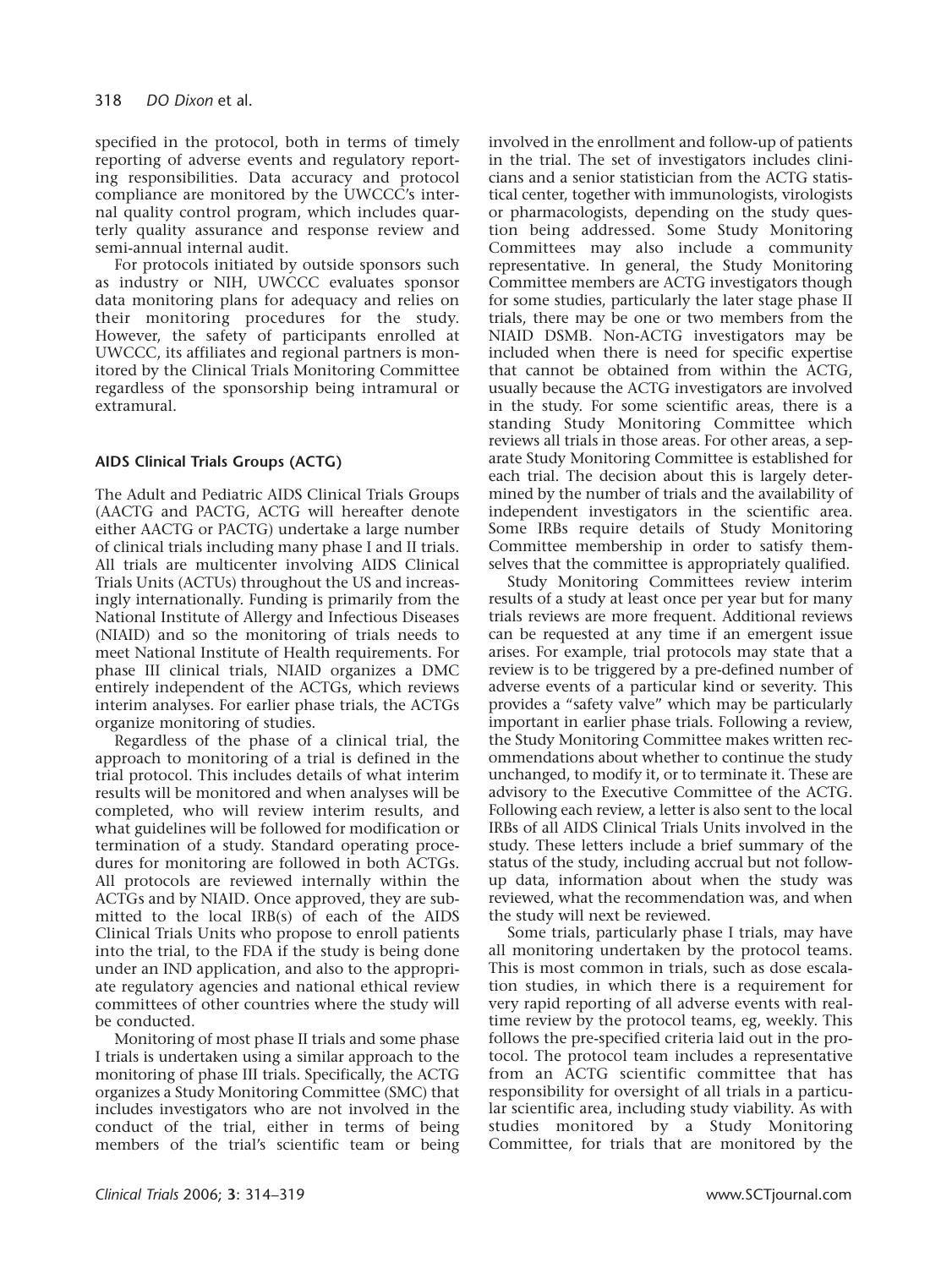specified in the protocol, both in terms of timely reporting of adverse events and regulatory reporting responsibilities. Data accuracy and protocol compliance are monitored by the UWCCC's internal quality control program, which includes quarterly quality assurance and response review and semi-annual internal audit.

For protocols initiated by outside sponsors such as industry or NIH, UWCCC evaluates sponsor data monitoring plans for adequacy and relies on their monitoring procedures for the study. However, the safety of participants enrolled at UWCCC, its affiliates and regional partners is monitored by the Clinical Trials Monitoring Committee regardless of the sponsorship being intramural or extramural.

### AIDS Clinical Trials Groups (ACTG)

The Adult and Pediatric AIDS Clinical Trials Groups (AACTG and PACTG, ACTG will hereafter denote either AACTG or PACTG) undertake a large number of clinical trials including many phase I and II trials. All trials are multicenter involving AIDS Clinical Trials Units (ACTUs) throughout the US and increasingly internationally. Funding is primarily from the National Institute of Allergy and Infectious Diseases (NIAID) and so the monitoring of trials needs to meet National Institute of Health requirements. For phase III clinical trials, NIAID organizes a DMC entirely independent of the ACTGs, which reviews interim analyses. For earlier phase trials, the ACTGs organize monitoring of studies.

Regardless of the phase of a clinical trial, the approach to monitoring of a trial is defined in the trial protocol. This includes details of what interim results will be monitored and when analyses will be completed, who will review interim results, and what guidelines will be followed for modification or termination of a study. Standard operating procedures for monitoring are followed in both ACTGs. All protocols are reviewed internally within the ACTGs and by NIAID. Once approved, they are submitted to the local IRB(s) of each of the AIDS Clinical Trials Units who propose to enroll patients into the trial, to the FDA if the study is being done under an IND application, and also to the appropriate regulatory agencies and national ethical review committees of other countries where the study will be conducted.

Monitoring of most phase II trials and some phase I trials is undertaken using a similar approach to the monitoring of phase III trials. Specifically, the ACTG organizes a Study Monitoring Committee (SMC) that includes investigators who are not involved in the conduct of the trial, either in terms of being members of the trial's scientific team or being involved in the enrollment and follow-up of patients in the trial. The set of investigators includes clinicians and a senior statistician from the ACTG statistical center, together with immunologists, virologists or pharmacologists, depending on the study question being addressed. Some Study Monitoring Committees may also include a community representative. In general, the Study Monitoring Committee members are ACTG investigators though for some studies, particularly the later stage phase II trials, there may be one or two members from the NIAID DSMB. Non-ACTG investigators may be included when there is need for specific expertise that cannot be obtained from within the ACTG, usually because the ACTG investigators are involved in the study. For some scientific areas, there is a standing Study Monitoring Committee which reviews all trials in those areas. For other areas, a separate Study Monitoring Committee is established for each trial. The decision about this is largely determined by the number of trials and the availability of independent investigators in the scientific area. Some IRBs require details of Study Monitoring Committee membership in order to satisfy themselves that the committee is appropriately qualified.

Study Monitoring Committees review interim results of a study at least once per year but for many trials reviews are more frequent. Additional reviews can be requested at any time if an emergent issue arises. For example, trial protocols may state that a review is to be triggered by a pre-defined number of adverse events of a particular kind or severity. This provides a "safety valve" which may be particularly important in earlier phase trials. Following a review, the Study Monitoring Committee makes written recommendations about whether to continue the study unchanged, to modify it, or to terminate it. These are advisory to the Executive Committee of the ACTG. Following each review, a letter is also sent to the local IRBs of all AIDS Clinical Trials Units involved in the study. These letters include a brief summary of the status of the study, including accrual but not follow-up data, information about when the study was reviewed, what the recommendation was, and when the study will next be reviewed.

Some trials, particularly phase I trials, may have all monitoring undertaken by the protocol teams. This is most common in trials, such as dose escalation studies, in which there is a requirement for very rapid reporting of all adverse events with real-time review by the protocol teams, eg, weekly. This follows the pre-specified criteria laid out in the protocol. The protocol team includes a representative from an ACTG scientific committee that has responsibility for oversight of all trials in a particular scientific area, including study viability. As with studies monitored by a Study Monitoring Committee, for trials that are monitored by the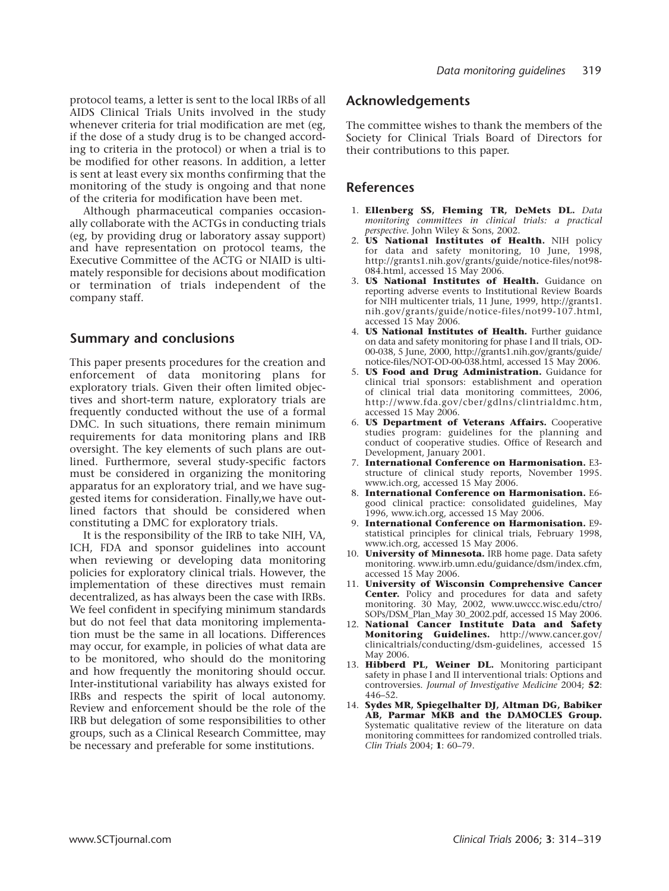protocol teams, a letter is sent to the local IRBs of all AIDS Clinical Trials Units involved in the study whenever criteria for trial modification are met (eg, if the dose of a study drug is to be changed according to criteria in the protocol) or when a trial is to be modified for other reasons. In addition, a letter is sent at least every six months confirming that the monitoring of the study is ongoing and that none of the criteria for modification have been met.

Although pharmaceutical companies occasionally collaborate with the ACTGs in conducting trials (eg, by providing drug or laboratory assay support) and have representation on protocol teams, the Executive Committee of the ACTG or NIAID is ultimately responsible for decisions about modification or termination of trials independent of the company staff.

## Summary and conclusions

This paper presents procedures for the creation and enforcement of data monitoring plans for exploratory trials. Given their often limited objectives and short-term nature, exploratory trials are frequently conducted without the use of a formal DMC. In such situations, there remain minimum requirements for data monitoring plans and IRB oversight. The key elements of such plans are outlined. Furthermore, several study-specific factors must be considered in organizing the monitoring apparatus for an exploratory trial, and we have suggested items for consideration. Finally,we have outlined factors that should be considered when constituting a DMC for exploratory trials.

It is the responsibility of the IRB to take NIH, VA, ICH, FDA and sponsor guidelines into account when reviewing or developing data monitoring policies for exploratory clinical trials. However, the implementation of these directives must remain decentralized, as has always been the case with IRBs. We feel confident in specifying minimum standards but do not feel that data monitoring implementation must be the same in all locations. Differences may occur, for example, in policies of what data are to be monitored, who should do the monitoring and how frequently the monitoring should occur. Inter-institutional variability has always existed for IRBs and respects the spirit of local autonomy. Review and enforcement should be the role of the IRB but delegation of some responsibilities to other groups, such as a Clinical Research Committee, may be necessary and preferable for some institutions.

## Acknowledgements

The committee wishes to thank the members of the Society for Clinical Trials Board of Directors for their contributions to this paper.

## References

1. **Ellenberg SS, Fleming TR, DeMets DL.** *Data monitoring committees in clinical trials: a practical perspective*. John Wiley & Sons, 2002.
2. **US National Institutes of Health.** NIH policy for data and safety monitoring, 10 June, 1998, http://grants1.nih.gov/grants/guide/notice-files/not98-084.html, accessed 15 May 2006.
3. **US National Institutes of Health.** Guidance on reporting adverse events to Institutional Review Boards for NIH multicenter trials, 11 June, 1999, http://grants1.nih.gov/grants/guide/notice-files/not99-107.html, accessed 15 May 2006.
4. **US National Institutes of Health.** Further guidance on data and safety monitoring for phase I and II trials, OD-00-038, 5 June, 2000, http://grants1.nih.gov/grants/guide/notice-files/NOT-OD-00-038.html, accessed 15 May 2006.
5. **US Food and Drug Administration.** Guidance for clinical trial sponsors: establishment and operation of clinical trial data monitoring committees, 2006, http://www.fda.gov/cber/gdlns/clintrialdmc.htm, accessed 15 May 2006.
6. **US Department of Veterans Affairs.** Cooperative studies program: guidelines for the planning and conduct of cooperative studies. Office of Research and Development, January 2001.
7. **International Conference on Harmonisation.** E3-structure of clinical study reports, November 1995. www.ich.org, accessed 15 May 2006.
8. **International Conference on Harmonisation.** E6-good clinical practice: consolidated guidelines, May 1996, www.ich.org, accessed 15 May 2006.
9. **International Conference on Harmonisation.** E9-statistical principles for clinical trials, February 1998, www.ich.org, accessed 15 May 2006.
10. **University of Minnesota.** IRB home page. Data safety monitoring. www.irb.umn.edu/guidance/dsm/index.cfm, accessed 15 May 2006.
11. **University of Wisconsin Comprehensive Cancer Center.** Policy and procedures for data and safety monitoring. 30 May, 2002, www.uwccc.wisc.edu/ctro/SOPs/DSM_Plan_May 30_2002.pdf, accessed 15 May 2006.
12. **National Cancer Institute Data and Safety Monitoring Guidelines.** http://www.cancer.gov/clinicaltrials/conducting/dsm-guidelines, accessed 15 May 2006.
13. **Hibberd PL, Weiner DL.** Monitoring participant safety in phase I and II interventional trials: Options and controversies. *Journal of Investigative Medicine* 2004; **52**: 446–52.
14. **Sydes MR, Spiegelhalter DJ, Altman DG, Babiker AB, Parmar MKB and the DAMOCLES Group.** Systematic qualitative review of the literature on data monitoring committees for randomized controlled trials. *Clin Trials* 2004; **1**: 60–79.